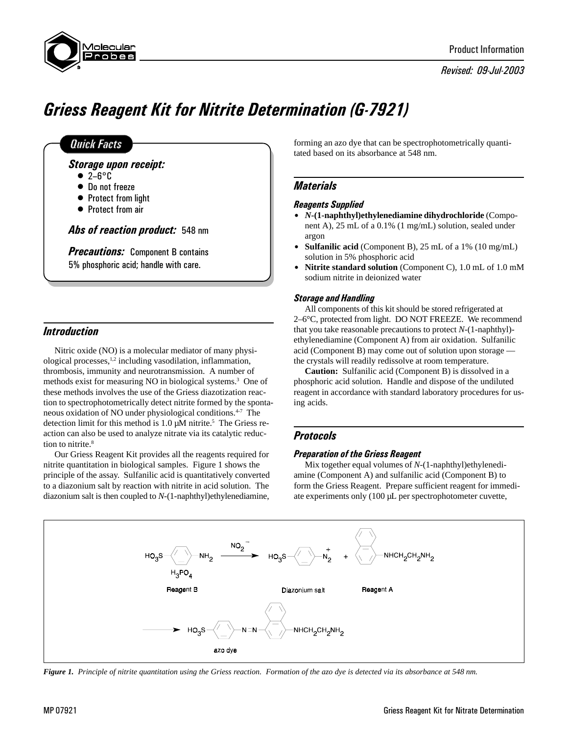# Griess Reagent Kit for Nitrite Determination (G-7921)

## Quick Facts

***Storage upon receipt:***

- 2–6°C
- Do not freeze
- Protect from light
- Protect from air

***Abs of reaction product:*** 548 nm

***Precautions:*** Component B contains 5% phosphoric acid; handle with care.

## Introduction

Nitric oxide (NO) is a molecular mediator of many physiological processes,[1,2] including vasodilation, inflammation, thrombosis, immunity and neurotransmission. A number of methods exist for measuring NO in biological systems.[3] One of these methods involves the use of the Griess diazotization reaction to spectrophotometrically detect nitrite formed by the spontaneous oxidation of NO under physiological conditions.[4-7] The detection limit for this method is 1.0 µM nitrite.[5] The Griess reaction can also be used to analyze nitrate via its catalytic reduction to nitrite.[8]

Our Griess Reagent Kit provides all the reagents required for nitrite quantitation in biological samples. Figure 1 shows the principle of the assay. Sulfanilic acid is quantitatively converted to a diazonium salt by reaction with nitrite in acid solution. The diazonium salt is then coupled to *N*-(1-naphthyl)ethylenediamine, forming an azo dye that can be spectrophotometrically quantitated based on its absorbance at 548 nm.

## Materials

### Reagents Supplied

- ***N*-(1-naphthyl)ethylenediamine dihydrochloride** (Component A), 25 mL of a 0.1% (1 mg/mL) solution, sealed under argon
- **Sulfanilic acid** (Component B), 25 mL of a 1% (10 mg/mL) solution in 5% phosphoric acid
- **Nitrite standard solution** (Component C), 1.0 mL of 1.0 mM sodium nitrite in deionized water

### Storage and Handling

All components of this kit should be stored refrigerated at 2–6°C, protected from light. DO NOT FREEZE. We recommend that you take reasonable precautions to protect *N*-(1-naphthyl)-ethylenediamine (Component A) from air oxidation. Sulfanilic acid (Component B) may come out of solution upon storage — the crystals will readily redissolve at room temperature.

**Caution:** Sulfanilic acid (Component B) is dissolved in a phosphoric acid solution. Handle and dispose of the undiluted reagent in accordance with standard laboratory procedures for using acids.

## Protocols

### Preparation of the Griess Reagent

Mix together equal volumes of *N*-(1-naphthyl)ethylenediamine (Component A) and sulfanilic acid (Component B) to form the Griess Reagent. Prepare sufficient reagent for immediate experiments only (100 µL per spectrophotometer cuvette,

$HO_3S-C_6H_4-NH_2$ (Reagent B) $\xrightarrow{NO_2^-,\ H_3PO_4}$ $HO_3S-C_6H_4-N_2^+$ (Diazonium salt) + $C_{10}H_7-NHCH_2CH_2NH_2$ (Reagent A) $\longrightarrow$ $HO_3S-C_6H_4-N{=}N-C_{10}H_6-NHCH_2CH_2NH_2$ (azo dye)

***Figure 1.*** *Principle of nitrite quantitation using the Griess reaction. Formation of the azo dye is detected via its absorbance at 548 nm.*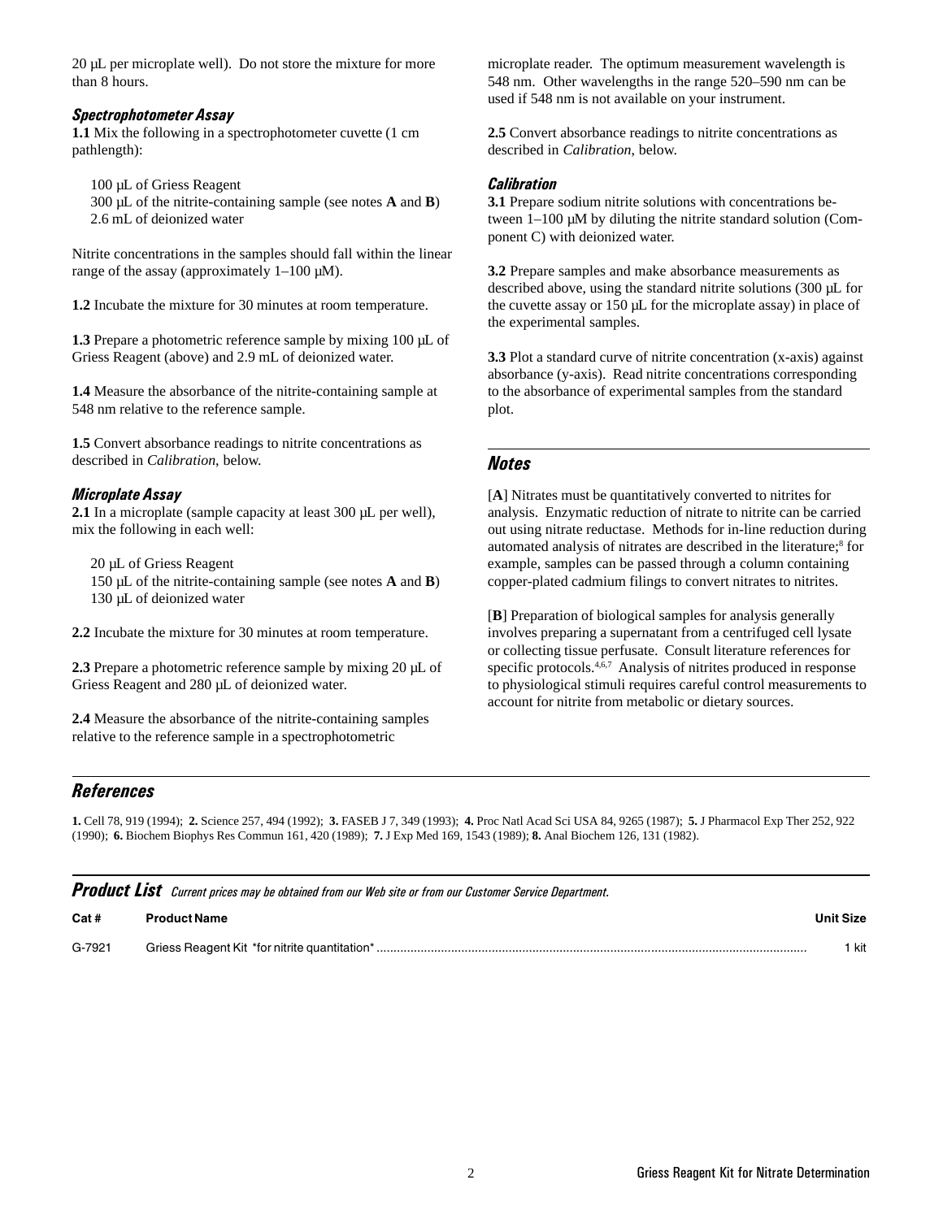20 µL per microplate well). Do not store the mixture for more than 8 hours.

### *Spectrophotometer Assay*

**1.1** Mix the following in a spectrophotometer cuvette (1 cm pathlength):

100 µL of Griess Reagent
300 µL of the nitrite-containing sample (see notes **A** and **B**)
2.6 mL of deionized water

Nitrite concentrations in the samples should fall within the linear range of the assay (approximately 1–100 µM).

**1.2** Incubate the mixture for 30 minutes at room temperature.

**1.3** Prepare a photometric reference sample by mixing 100 µL of Griess Reagent (above) and 2.9 mL of deionized water.

**1.4** Measure the absorbance of the nitrite-containing sample at 548 nm relative to the reference sample.

**1.5** Convert absorbance readings to nitrite concentrations as described in *Calibration*, below.

### *Microplate Assay*

**2.1** In a microplate (sample capacity at least 300 µL per well), mix the following in each well:

20 µL of Griess Reagent
150 µL of the nitrite-containing sample (see notes **A** and **B**)
130 µL of deionized water

**2.2** Incubate the mixture for 30 minutes at room temperature.

**2.3** Prepare a photometric reference sample by mixing 20 µL of Griess Reagent and 280 µL of deionized water.

**2.4** Measure the absorbance of the nitrite-containing samples relative to the reference sample in a spectrophotometric microplate reader. The optimum measurement wavelength is 548 nm. Other wavelengths in the range 520–590 nm can be used if 548 nm is not available on your instrument.

**2.5** Convert absorbance readings to nitrite concentrations as described in *Calibration*, below.

### *Calibration*

**3.1** Prepare sodium nitrite solutions with concentrations between 1–100 µM by diluting the nitrite standard solution (Component C) with deionized water.

**3.2** Prepare samples and make absorbance measurements as described above, using the standard nitrite solutions (300 µL for the cuvette assay or 150 µL for the microplate assay) in place of the experimental samples.

**3.3** Plot a standard curve of nitrite concentration (x-axis) against absorbance (y-axis). Read nitrite concentrations corresponding to the absorbance of experimental samples from the standard plot.

## *Notes*

[**A**] Nitrates must be quantitatively converted to nitrites for analysis. Enzymatic reduction of nitrate to nitrite can be carried out using nitrate reductase. Methods for in-line reduction during automated analysis of nitrates are described in the literature;[8] for example, samples can be passed through a column containing copper-plated cadmium filings to convert nitrates to nitrites.

[**B**] Preparation of biological samples for analysis generally involves preparing a supernatant from a centrifuged cell lysate or collecting tissue perfusate. Consult literature references for specific protocols.[4,6,7] Analysis of nitrites produced in response to physiological stimuli requires careful control measurements to account for nitrite from metabolic or dietary sources.

## *References*

**1.** Cell 78, 919 (1994); **2.** Science 257, 494 (1992); **3.** FASEB J 7, 349 (1993); **4.** Proc Natl Acad Sci USA 84, 9265 (1987); **5.** J Pharmacol Exp Ther 252, 922 (1990); **6.** Biochem Biophys Res Commun 161, 420 (1989); **7.** J Exp Med 169, 1543 (1989); **8.** Anal Biochem 126, 131 (1982).

## *Product List* *Current prices may be obtained from our Web site or from our Customer Service Department.*

| Cat # | Product Name | Unit Size |
|---|---|---|
| G-7921 | Griess Reagent Kit *for nitrite quantitation* | 1 kit |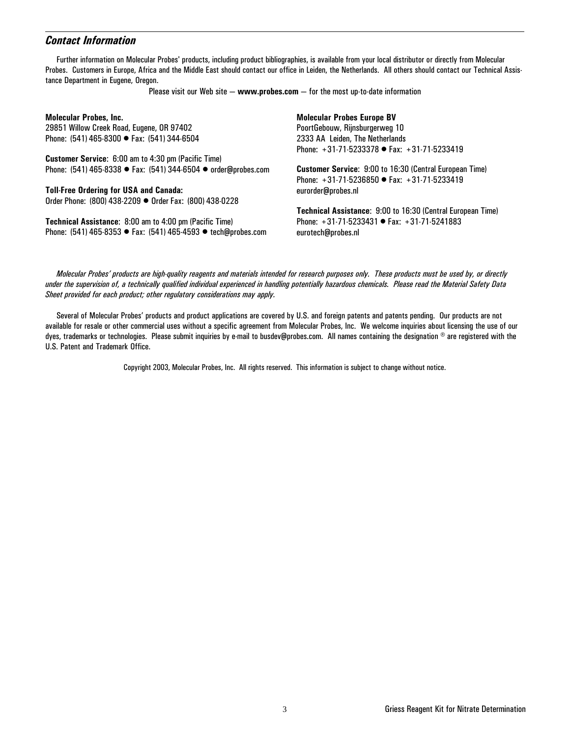## *Contact Information*

Further information on Molecular Probes' products, including product bibliographies, is available from your local distributor or directly from Molecular Probes. Customers in Europe, Africa and the Middle East should contact our office in Leiden, the Netherlands. All others should contact our Technical Assistance Department in Eugene, Oregon.

Please visit our Web site — **www.probes.com** — for the most up-to-date information

**Molecular Probes, Inc.**
29851 Willow Creek Road, Eugene, OR 97402
Phone: (541) 465-8300 ● Fax: (541) 344-6504

**Customer Service**: 6:00 am to 4:30 pm (Pacific Time)
Phone: (541) 465-8338 ● Fax: (541) 344-6504 ● order@probes.com

**Toll-Free Ordering for USA and Canada:**
Order Phone: (800) 438-2209 ● Order Fax: (800) 438-0228

**Technical Assistance**: 8:00 am to 4:00 pm (Pacific Time)
Phone: (541) 465-8353 ● Fax: (541) 465-4593 ● tech@probes.com

**Molecular Probes Europe BV**
PoortGebouw, Rijnsburgerweg 10
2333 AA Leiden, The Netherlands
Phone: +31-71-5233378 ● Fax: +31-71-5233419

**Customer Service**: 9:00 to 16:30 (Central European Time)
Phone: +31-71-5236850 ● Fax: +31-71-5233419
eurorder@probes.nl

**Technical Assistance**: 9:00 to 16:30 (Central European Time)
Phone: +31-71-5233431 ● Fax: +31-71-5241883
eurotech@probes.nl

*Molecular Probes' products are high-quality reagents and materials intended for research purposes only. These products must be used by, or directly under the supervision of, a technically qualified individual experienced in handling potentially hazardous chemicals. Please read the Material Safety Data Sheet provided for each product; other regulatory considerations may apply.*

Several of Molecular Probes' products and product applications are covered by U.S. and foreign patents and patents pending. Our products are not available for resale or other commercial uses without a specific agreement from Molecular Probes, Inc. We welcome inquiries about licensing the use of our dyes, trademarks or technologies. Please submit inquiries by e-mail to busdev@probes.com. All names containing the designation ® are registered with the U.S. Patent and Trademark Office.

Copyright 2003, Molecular Probes, Inc. All rights reserved. This information is subject to change without notice.